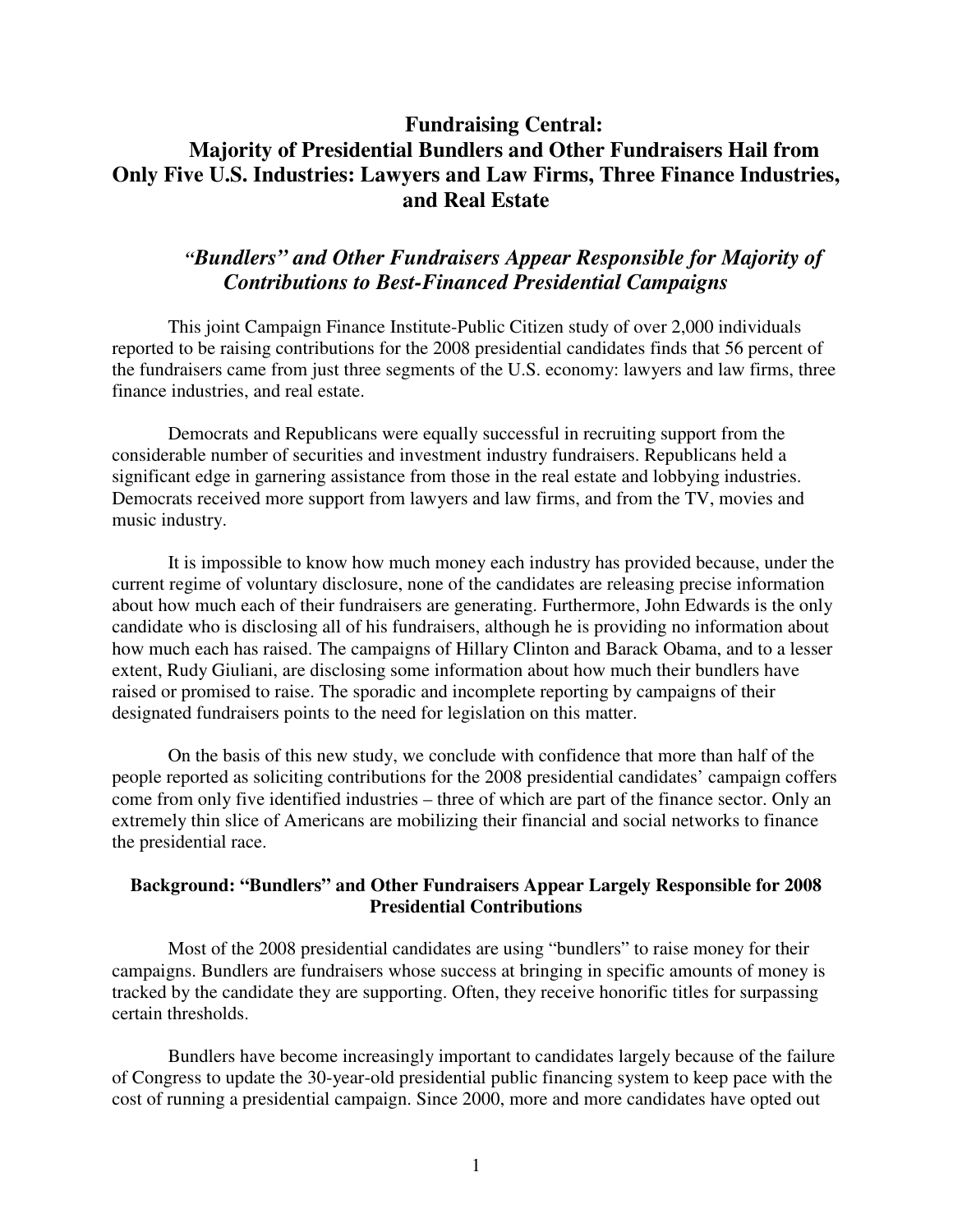# Fundraising Central: Majority of Presidential Bundlers and Other Fundraisers Hail from Only Five U.S. Industries: Lawyers and Law Firms, Three Finance Industries, and Real Estate

## *"Bundlers" and Other Fundraisers Appear Responsible for Majority of Contributions to Best-Financed Presidential Campaigns*

This joint Campaign Finance Institute-Public Citizen study of over 2,000 individuals reported to be raising contributions for the 2008 presidential candidates finds that 56 percent of the fundraisers came from just three segments of the U.S. economy: lawyers and law firms, three finance industries, and real estate.

Democrats and Republicans were equally successful in recruiting support from the considerable number of securities and investment industry fundraisers. Republicans held a significant edge in garnering assistance from those in the real estate and lobbying industries. Democrats received more support from lawyers and law firms, and from the TV, movies and music industry.

It is impossible to know how much money each industry has provided because, under the current regime of voluntary disclosure, none of the candidates are releasing precise information about how much each of their fundraisers are generating. Furthermore, John Edwards is the only candidate who is disclosing all of his fundraisers, although he is providing no information about how much each has raised. The campaigns of Hillary Clinton and Barack Obama, and to a lesser extent, Rudy Giuliani, are disclosing some information about how much their bundlers have raised or promised to raise. The sporadic and incomplete reporting by campaigns of their designated fundraisers points to the need for legislation on this matter.

On the basis of this new study, we conclude with confidence that more than half of the people reported as soliciting contributions for the 2008 presidential candidates' campaign coffers come from only five identified industries – three of which are part of the finance sector. Only an extremely thin slice of Americans are mobilizing their financial and social networks to finance the presidential race.

### Background: "Bundlers" and Other Fundraisers Appear Largely Responsible for 2008 Presidential Contributions

Most of the 2008 presidential candidates are using "bundlers" to raise money for their campaigns. Bundlers are fundraisers whose success at bringing in specific amounts of money is tracked by the candidate they are supporting. Often, they receive honorific titles for surpassing certain thresholds.

Bundlers have become increasingly important to candidates largely because of the failure of Congress to update the 30-year-old presidential public financing system to keep pace with the cost of running a presidential campaign. Since 2000, more and more candidates have opted out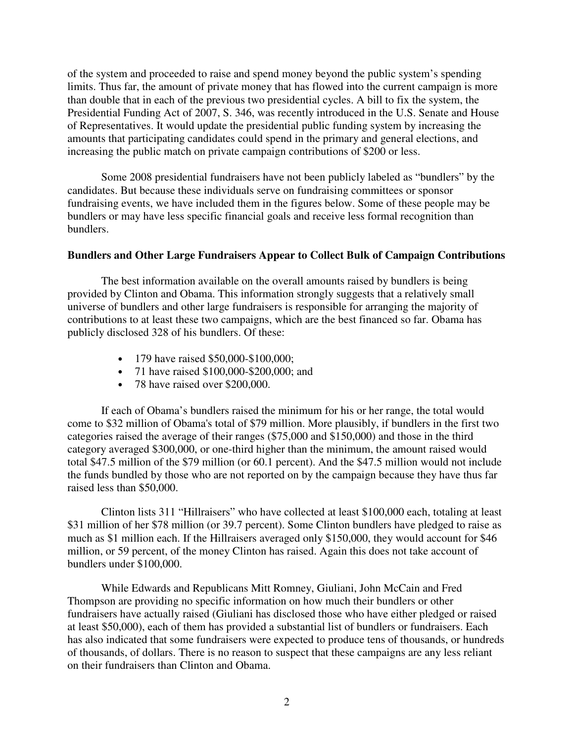of the system and proceeded to raise and spend money beyond the public system's spending limits. Thus far, the amount of private money that has flowed into the current campaign is more than double that in each of the previous two presidential cycles. A bill to fix the system, the Presidential Funding Act of 2007, S. 346, was recently introduced in the U.S. Senate and House of Representatives. It would update the presidential public funding system by increasing the amounts that participating candidates could spend in the primary and general elections, and increasing the public match on private campaign contributions of $200 or less.

Some 2008 presidential fundraisers have not been publicly labeled as "bundlers" by the candidates. But because these individuals serve on fundraising committees or sponsor fundraising events, we have included them in the figures below. Some of these people may be bundlers or may have less specific financial goals and receive less formal recognition than bundlers.

**Bundlers and Other Large Fundraisers Appear to Collect Bulk of Campaign Contributions**

The best information available on the overall amounts raised by bundlers is being provided by Clinton and Obama. This information strongly suggests that a relatively small universe of bundlers and other large fundraisers is responsible for arranging the majority of contributions to at least these two campaigns, which are the best financed so far. Obama has publicly disclosed 328 of his bundlers. Of these:

- 179 have raised $50,000-$100,000;
- 71 have raised $100,000-$200,000; and
- 78 have raised over $200,000.

If each of Obama's bundlers raised the minimum for his or her range, the total would come to $32 million of Obama's total of $79 million. More plausibly, if bundlers in the first two categories raised the average of their ranges ($75,000 and $150,000) and those in the third category averaged $300,000, or one-third higher than the minimum, the amount raised would total $47.5 million of the $79 million (or 60.1 percent). And the $47.5 million would not include the funds bundled by those who are not reported on by the campaign because they have thus far raised less than $50,000.

Clinton lists 311 "Hillraisers" who have collected at least $100,000 each, totaling at least $31 million of her $78 million (or 39.7 percent). Some Clinton bundlers have pledged to raise as much as $1 million each. If the Hillraisers averaged only $150,000, they would account for $46 million, or 59 percent, of the money Clinton has raised. Again this does not take account of bundlers under $100,000.

While Edwards and Republicans Mitt Romney, Giuliani, John McCain and Fred Thompson are providing no specific information on how much their bundlers or other fundraisers have actually raised (Giuliani has disclosed those who have either pledged or raised at least $50,000), each of them has provided a substantial list of bundlers or fundraisers. Each has also indicated that some fundraisers were expected to produce tens of thousands, or hundreds of thousands, of dollars. There is no reason to suspect that these campaigns are any less reliant on their fundraisers than Clinton and Obama.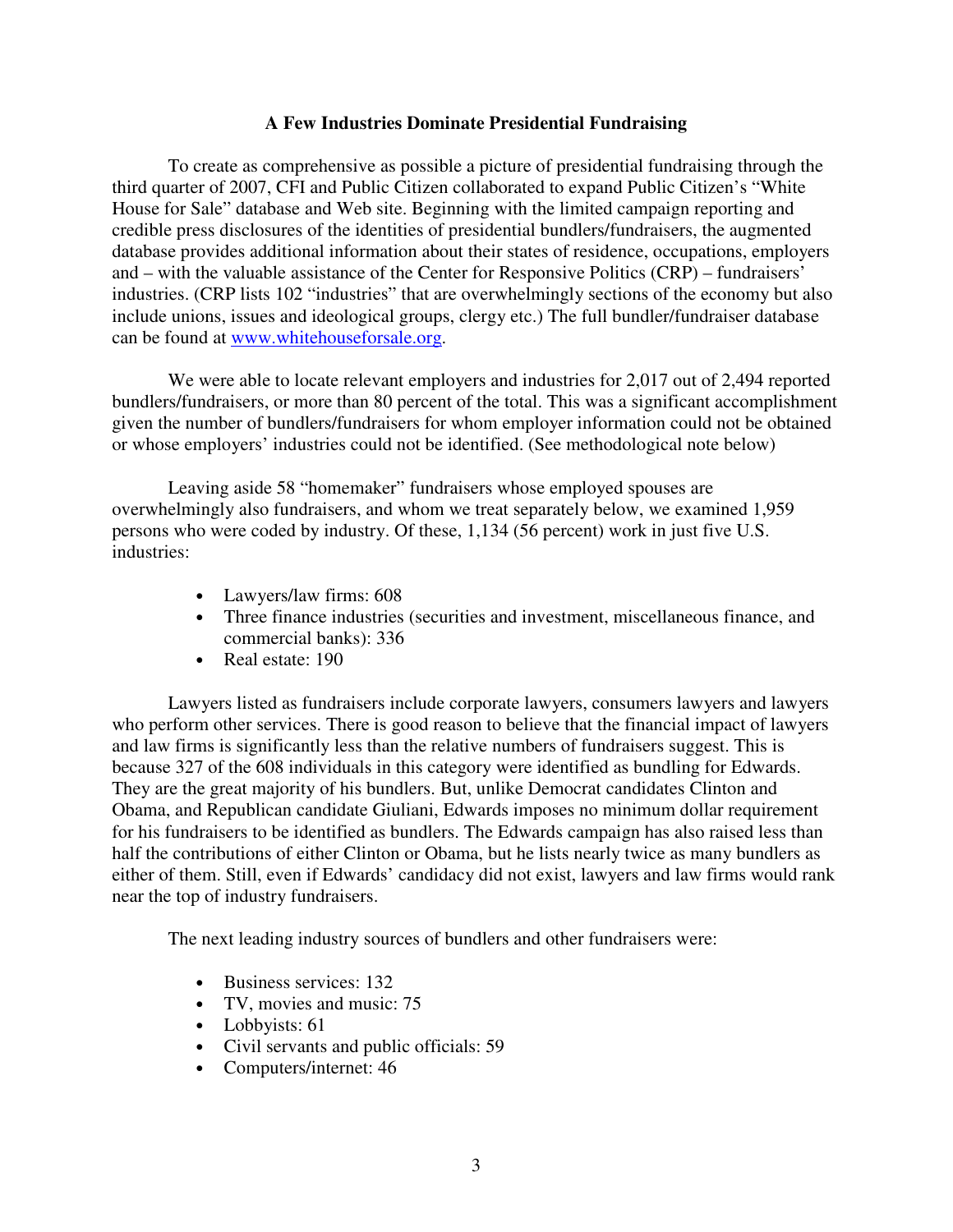## A Few Industries Dominate Presidential Fundraising

To create as comprehensive as possible a picture of presidential fundraising through the third quarter of 2007, CFI and Public Citizen collaborated to expand Public Citizen's "White House for Sale" database and Web site. Beginning with the limited campaign reporting and credible press disclosures of the identities of presidential bundlers/fundraisers, the augmented database provides additional information about their states of residence, occupations, employers and – with the valuable assistance of the Center for Responsive Politics (CRP) – fundraisers' industries. (CRP lists 102 "industries" that are overwhelmingly sections of the economy but also include unions, issues and ideological groups, clergy etc.) The full bundler/fundraiser database can be found at www.whitehouseforsale.org.

We were able to locate relevant employers and industries for 2,017 out of 2,494 reported bundlers/fundraisers, or more than 80 percent of the total. This was a significant accomplishment given the number of bundlers/fundraisers for whom employer information could not be obtained or whose employers' industries could not be identified. (See methodological note below)

Leaving aside 58 "homemaker" fundraisers whose employed spouses are overwhelmingly also fundraisers, and whom we treat separately below, we examined 1,959 persons who were coded by industry. Of these, 1,134 (56 percent) work in just five U.S. industries:

- Lawyers/law firms: 608
- Three finance industries (securities and investment, miscellaneous finance, and commercial banks): 336
- Real estate: 190

Lawyers listed as fundraisers include corporate lawyers, consumers lawyers and lawyers who perform other services. There is good reason to believe that the financial impact of lawyers and law firms is significantly less than the relative numbers of fundraisers suggest. This is because 327 of the 608 individuals in this category were identified as bundling for Edwards. They are the great majority of his bundlers. But, unlike Democrat candidates Clinton and Obama, and Republican candidate Giuliani, Edwards imposes no minimum dollar requirement for his fundraisers to be identified as bundlers. The Edwards campaign has also raised less than half the contributions of either Clinton or Obama, but he lists nearly twice as many bundlers as either of them. Still, even if Edwards' candidacy did not exist, lawyers and law firms would rank near the top of industry fundraisers.

The next leading industry sources of bundlers and other fundraisers were:

- Business services: 132
- TV, movies and music: 75
- Lobbyists: 61
- Civil servants and public officials: 59
- Computers/internet: 46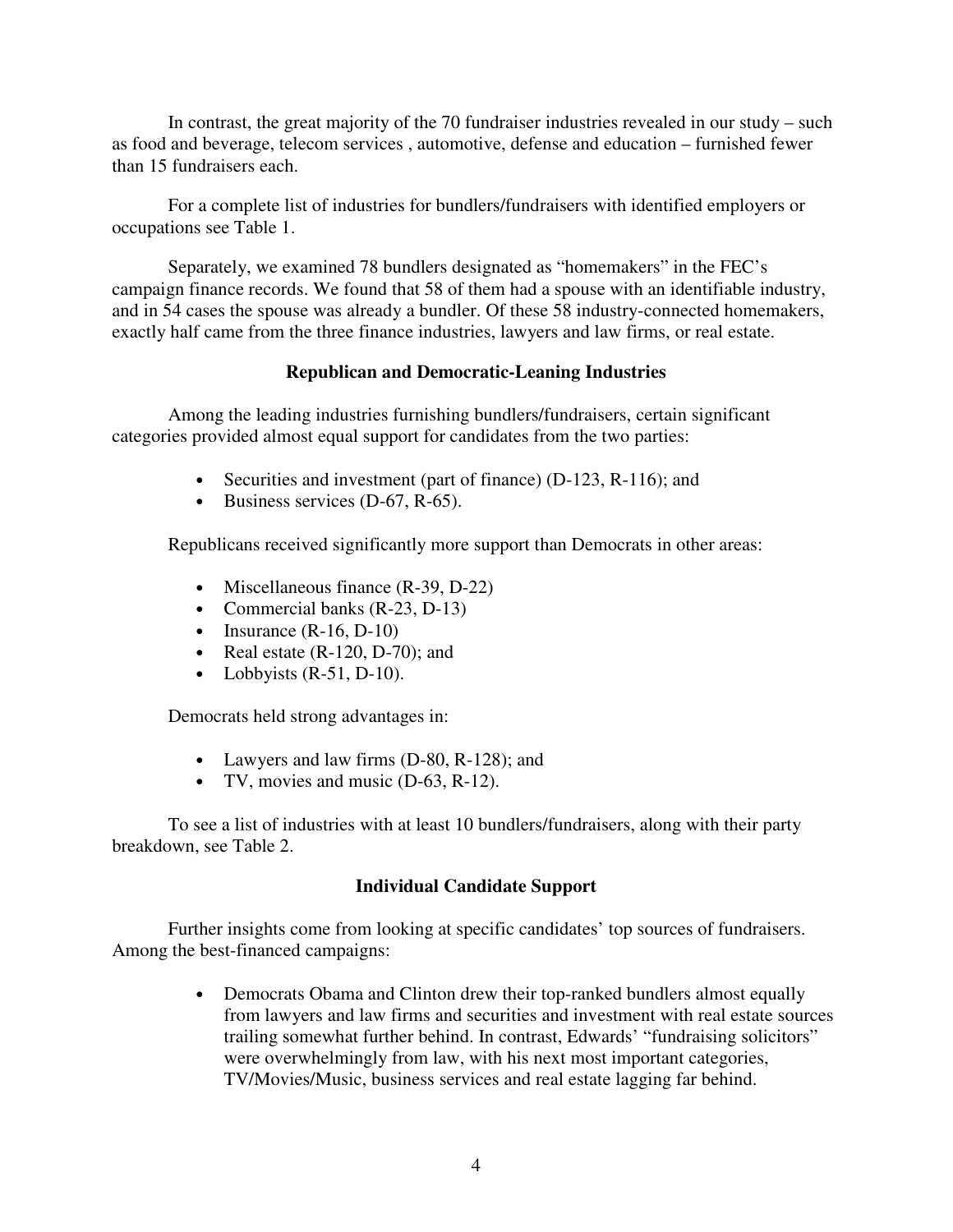In contrast, the great majority of the 70 fundraiser industries revealed in our study – such as food and beverage, telecom services , automotive, defense and education – furnished fewer than 15 fundraisers each.

For a complete list of industries for bundlers/fundraisers with identified employers or occupations see Table 1.

Separately, we examined 78 bundlers designated as "homemakers" in the FEC's campaign finance records. We found that 58 of them had a spouse with an identifiable industry, and in 54 cases the spouse was already a bundler. Of these 58 industry-connected homemakers, exactly half came from the three finance industries, lawyers and law firms, or real estate.

### Republican and Democratic-Leaning Industries

Among the leading industries furnishing bundlers/fundraisers, certain significant categories provided almost equal support for candidates from the two parties:

- Securities and investment (part of finance) (D-123, R-116); and
- Business services (D-67, R-65).

Republicans received significantly more support than Democrats in other areas:

- Miscellaneous finance (R-39, D-22)
- Commercial banks (R-23, D-13)
- Insurance (R-16, D-10)
- Real estate (R-120, D-70); and
- Lobbyists (R-51, D-10).

Democrats held strong advantages in:

- Lawyers and law firms (D-80, R-128); and
- TV, movies and music (D-63, R-12).

To see a list of industries with at least 10 bundlers/fundraisers, along with their party breakdown, see Table 2.

### Individual Candidate Support

Further insights come from looking at specific candidates' top sources of fundraisers. Among the best-financed campaigns:

- Democrats Obama and Clinton drew their top-ranked bundlers almost equally from lawyers and law firms and securities and investment with real estate sources trailing somewhat further behind. In contrast, Edwards' "fundraising solicitors" were overwhelmingly from law, with his next most important categories, TV/Movies/Music, business services and real estate lagging far behind.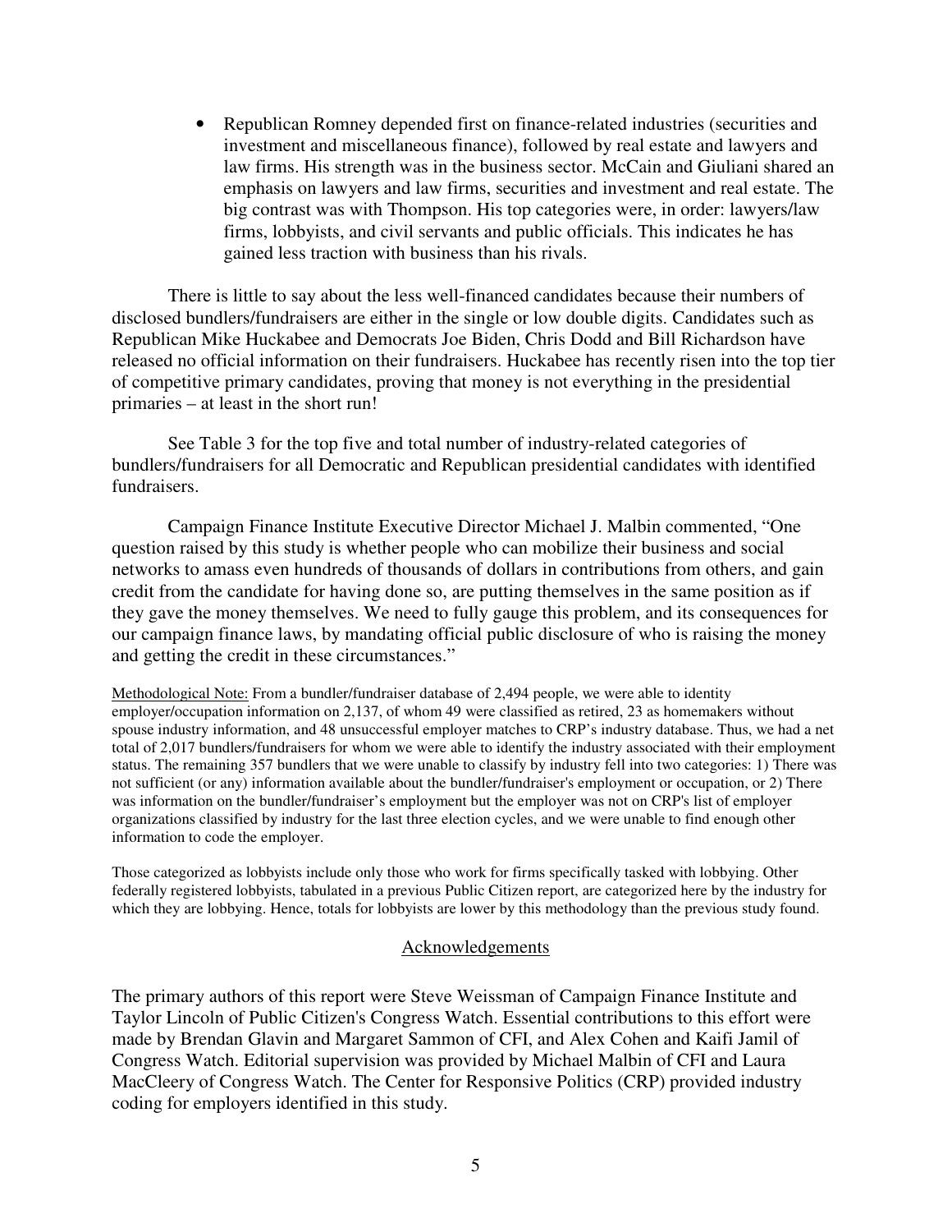- Republican Romney depended first on finance-related industries (securities and investment and miscellaneous finance), followed by real estate and lawyers and law firms. His strength was in the business sector. McCain and Giuliani shared an emphasis on lawyers and law firms, securities and investment and real estate. The big contrast was with Thompson. His top categories were, in order: lawyers/law firms, lobbyists, and civil servants and public officials. This indicates he has gained less traction with business than his rivals.

There is little to say about the less well-financed candidates because their numbers of disclosed bundlers/fundraisers are either in the single or low double digits. Candidates such as Republican Mike Huckabee and Democrats Joe Biden, Chris Dodd and Bill Richardson have released no official information on their fundraisers. Huckabee has recently risen into the top tier of competitive primary candidates, proving that money is not everything in the presidential primaries – at least in the short run!

See Table 3 for the top five and total number of industry-related categories of bundlers/fundraisers for all Democratic and Republican presidential candidates with identified fundraisers.

Campaign Finance Institute Executive Director Michael J. Malbin commented, "One question raised by this study is whether people who can mobilize their business and social networks to amass even hundreds of thousands of dollars in contributions from others, and gain credit from the candidate for having done so, are putting themselves in the same position as if they gave the money themselves. We need to fully gauge this problem, and its consequences for our campaign finance laws, by mandating official public disclosure of who is raising the money and getting the credit in these circumstances."

Methodological Note: From a bundler/fundraiser database of 2,494 people, we were able to identity employer/occupation information on 2,137, of whom 49 were classified as retired, 23 as homemakers without spouse industry information, and 48 unsuccessful employer matches to CRP's industry database. Thus, we had a net total of 2,017 bundlers/fundraisers for whom we were able to identify the industry associated with their employment status. The remaining 357 bundlers that we were unable to classify by industry fell into two categories: 1) There was not sufficient (or any) information available about the bundler/fundraiser's employment or occupation, or 2) There was information on the bundler/fundraiser's employment but the employer was not on CRP's list of employer organizations classified by industry for the last three election cycles, and we were unable to find enough other information to code the employer.

Those categorized as lobbyists include only those who work for firms specifically tasked with lobbying. Other federally registered lobbyists, tabulated in a previous Public Citizen report, are categorized here by the industry for which they are lobbying. Hence, totals for lobbyists are lower by this methodology than the previous study found.

## Acknowledgements

The primary authors of this report were Steve Weissman of Campaign Finance Institute and Taylor Lincoln of Public Citizen's Congress Watch. Essential contributions to this effort were made by Brendan Glavin and Margaret Sammon of CFI, and Alex Cohen and Kaifi Jamil of Congress Watch. Editorial supervision was provided by Michael Malbin of CFI and Laura MacCleery of Congress Watch. The Center for Responsive Politics (CRP) provided industry coding for employers identified in this study.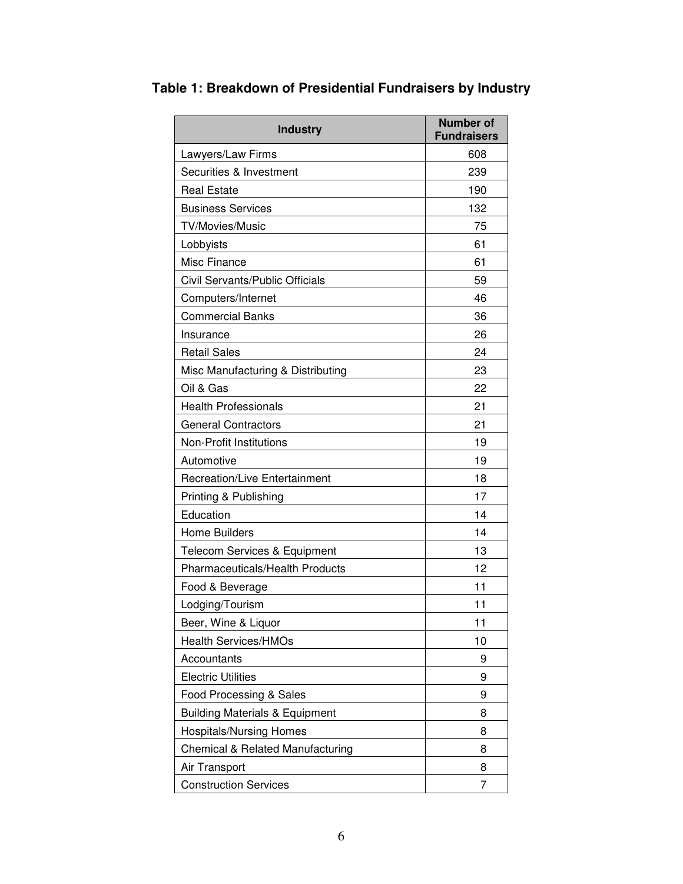**Table 1: Breakdown of Presidential Fundraisers by Industry**

| Industry | Number of Fundraisers |
|---|---|
| Lawyers/Law Firms | 608 |
| Securities & Investment | 239 |
| Real Estate | 190 |
| Business Services | 132 |
| TV/Movies/Music | 75 |
| Lobbyists | 61 |
| Misc Finance | 61 |
| Civil Servants/Public Officials | 59 |
| Computers/Internet | 46 |
| Commercial Banks | 36 |
| Insurance | 26 |
| Retail Sales | 24 |
| Misc Manufacturing & Distributing | 23 |
| Oil & Gas | 22 |
| Health Professionals | 21 |
| General Contractors | 21 |
| Non-Profit Institutions | 19 |
| Automotive | 19 |
| Recreation/Live Entertainment | 18 |
| Printing & Publishing | 17 |
| Education | 14 |
| Home Builders | 14 |
| Telecom Services & Equipment | 13 |
| Pharmaceuticals/Health Products | 12 |
| Food & Beverage | 11 |
| Lodging/Tourism | 11 |
| Beer, Wine & Liquor | 11 |
| Health Services/HMOs | 10 |
| Accountants | 9 |
| Electric Utilities | 9 |
| Food Processing & Sales | 9 |
| Building Materials & Equipment | 8 |
| Hospitals/Nursing Homes | 8 |
| Chemical & Related Manufacturing | 8 |
| Air Transport | 8 |
| Construction Services | 7 |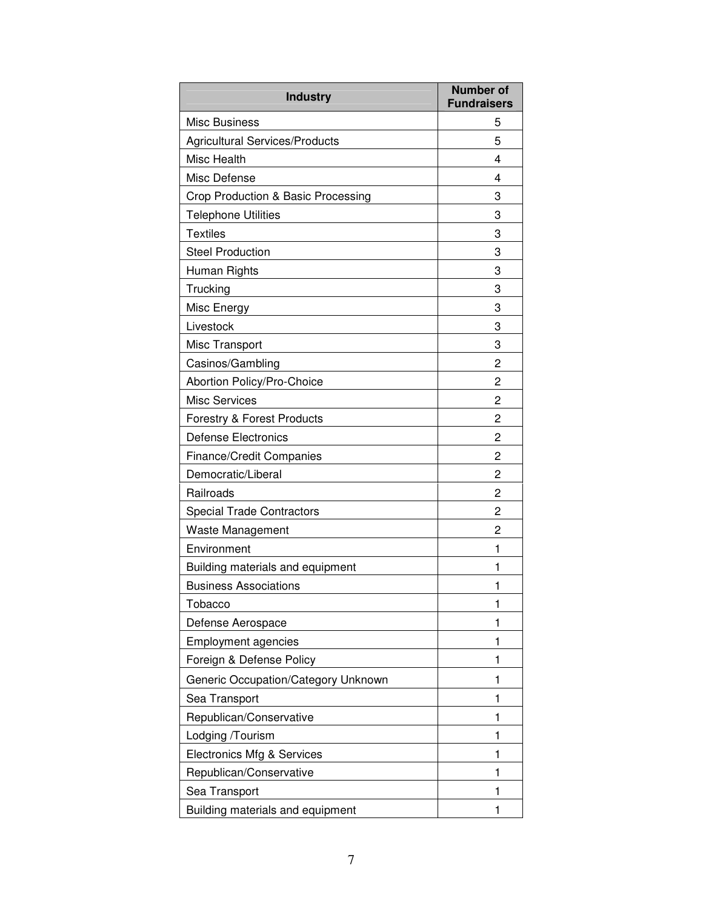| Industry | Number of Fundraisers |
|---|---|
| Misc Business | 5 |
| Agricultural Services/Products | 5 |
| Misc Health | 4 |
| Misc Defense | 4 |
| Crop Production & Basic Processing | 3 |
| Telephone Utilities | 3 |
| Textiles | 3 |
| Steel Production | 3 |
| Human Rights | 3 |
| Trucking | 3 |
| Misc Energy | 3 |
| Livestock | 3 |
| Misc Transport | 3 |
| Casinos/Gambling | 2 |
| Abortion Policy/Pro-Choice | 2 |
| Misc Services | 2 |
| Forestry & Forest Products | 2 |
| Defense Electronics | 2 |
| Finance/Credit Companies | 2 |
| Democratic/Liberal | 2 |
| Railroads | 2 |
| Special Trade Contractors | 2 |
| Waste Management | 2 |
| Environment | 1 |
| Building materials and equipment | 1 |
| Business Associations | 1 |
| Tobacco | 1 |
| Defense Aerospace | 1 |
| Employment agencies | 1 |
| Foreign & Defense Policy | 1 |
| Generic Occupation/Category Unknown | 1 |
| Sea Transport | 1 |
| Republican/Conservative | 1 |
| Lodging /Tourism | 1 |
| Electronics Mfg & Services | 1 |
| Republican/Conservative | 1 |
| Sea Transport | 1 |
| Building materials and equipment | 1 |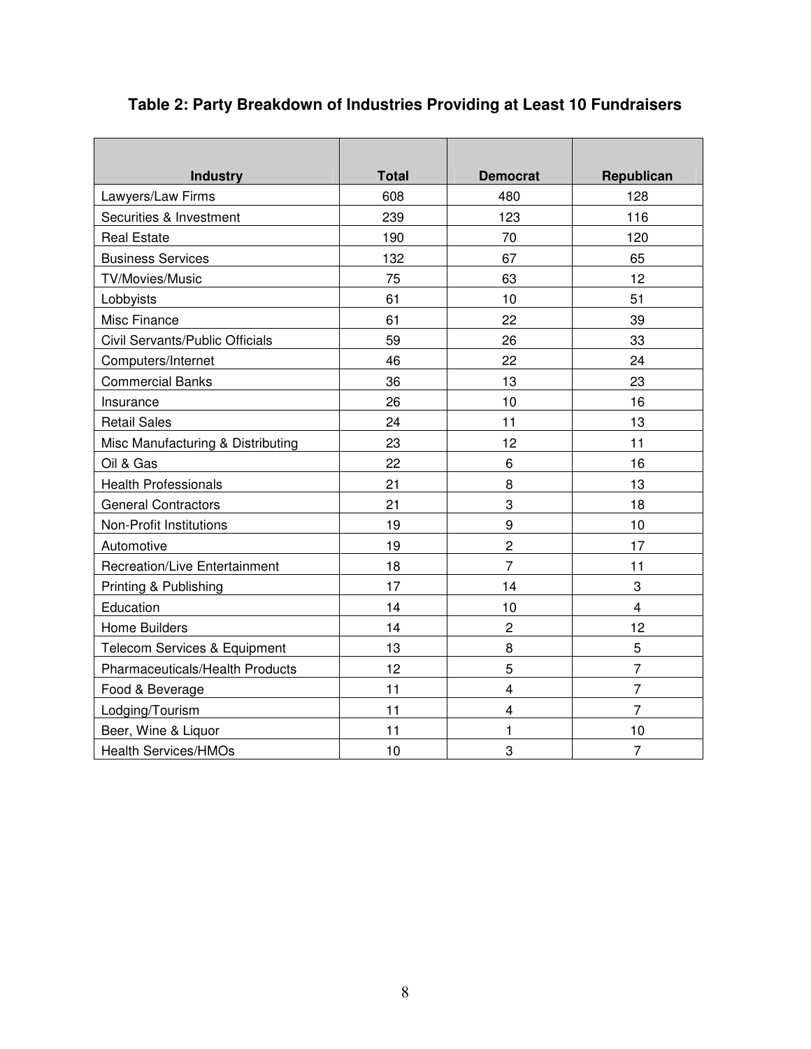### Table 2: Party Breakdown of Industries Providing at Least 10 Fundraisers

| Industry | Total | Democrat | Republican |
|---|---|---|---|
| Lawyers/Law Firms | 608 | 480 | 128 |
| Securities & Investment | 239 | 123 | 116 |
| Real Estate | 190 | 70 | 120 |
| Business Services | 132 | 67 | 65 |
| TV/Movies/Music | 75 | 63 | 12 |
| Lobbyists | 61 | 10 | 51 |
| Misc Finance | 61 | 22 | 39 |
| Civil Servants/Public Officials | 59 | 26 | 33 |
| Computers/Internet | 46 | 22 | 24 |
| Commercial Banks | 36 | 13 | 23 |
| Insurance | 26 | 10 | 16 |
| Retail Sales | 24 | 11 | 13 |
| Misc Manufacturing & Distributing | 23 | 12 | 11 |
| Oil & Gas | 22 | 6 | 16 |
| Health Professionals | 21 | 8 | 13 |
| General Contractors | 21 | 3 | 18 |
| Non-Profit Institutions | 19 | 9 | 10 |
| Automotive | 19 | 2 | 17 |
| Recreation/Live Entertainment | 18 | 7 | 11 |
| Printing & Publishing | 17 | 14 | 3 |
| Education | 14 | 10 | 4 |
| Home Builders | 14 | 2 | 12 |
| Telecom Services & Equipment | 13 | 8 | 5 |
| Pharmaceuticals/Health Products | 12 | 5 | 7 |
| Food & Beverage | 11 | 4 | 7 |
| Lodging/Tourism | 11 | 4 | 7 |
| Beer, Wine & Liquor | 11 | 1 | 10 |
| Health Services/HMOs | 10 | 3 | 7 |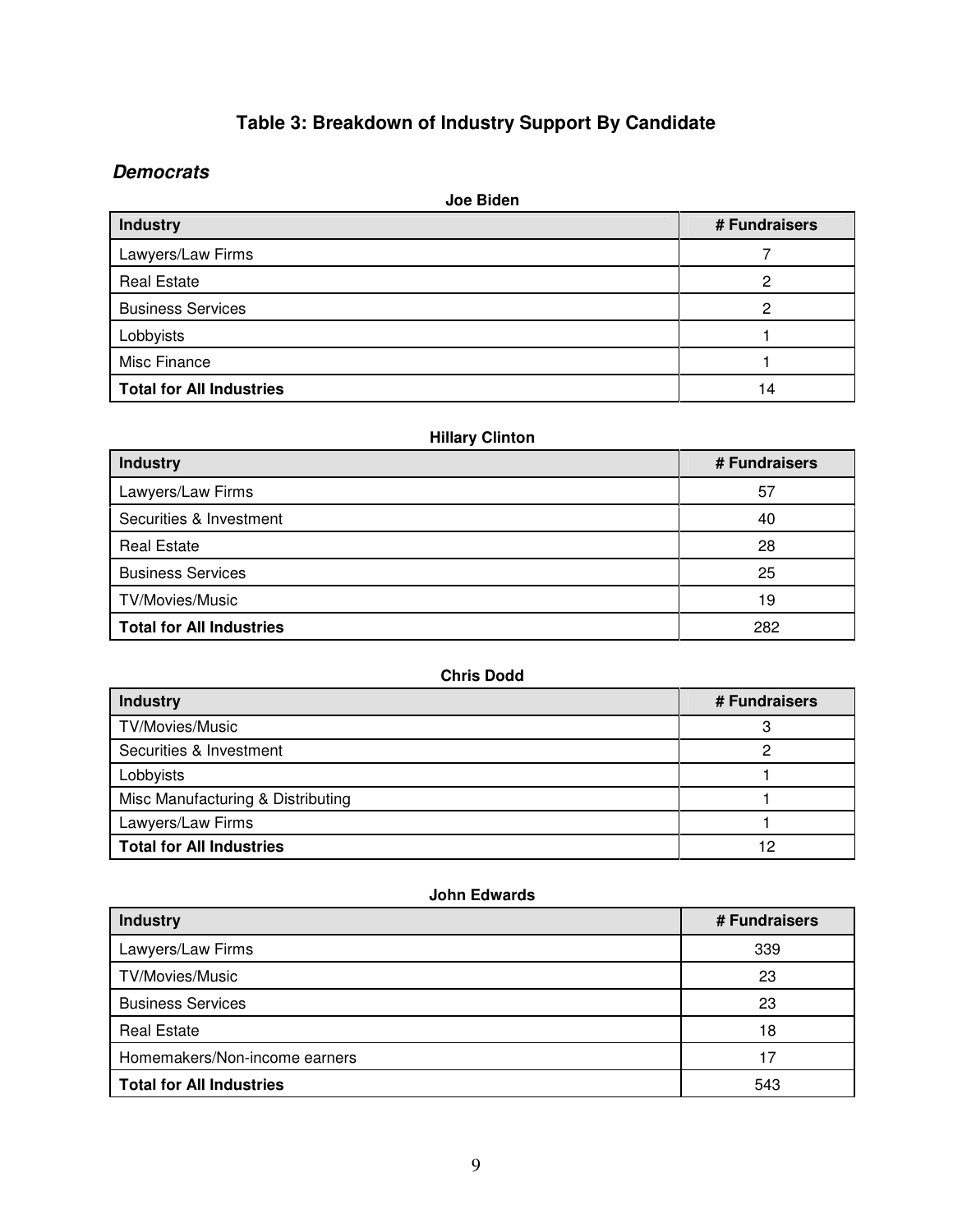# Table 3: Breakdown of Industry Support By Candidate

## *Democrats*

**Joe Biden**

| Industry | # Fundraisers |
|---|---|
| Lawyers/Law Firms | 7 |
| Real Estate | 2 |
| Business Services | 2 |
| Lobbyists | 1 |
| Misc Finance | 1 |
| **Total for All Industries** | 14 |

**Hillary Clinton**

| Industry | # Fundraisers |
|---|---|
| Lawyers/Law Firms | 57 |
| Securities & Investment | 40 |
| Real Estate | 28 |
| Business Services | 25 |
| TV/Movies/Music | 19 |
| **Total for All Industries** | 282 |

**Chris Dodd**

| Industry | # Fundraisers |
|---|---|
| TV/Movies/Music | 3 |
| Securities & Investment | 2 |
| Lobbyists | 1 |
| Misc Manufacturing & Distributing | 1 |
| Lawyers/Law Firms | 1 |
| **Total for All Industries** | 12 |

**John Edwards**

| Industry | # Fundraisers |
|---|---|
| Lawyers/Law Firms | 339 |
| TV/Movies/Music | 23 |
| Business Services | 23 |
| Real Estate | 18 |
| Homemakers/Non-income earners | 17 |
| **Total for All Industries** | 543 |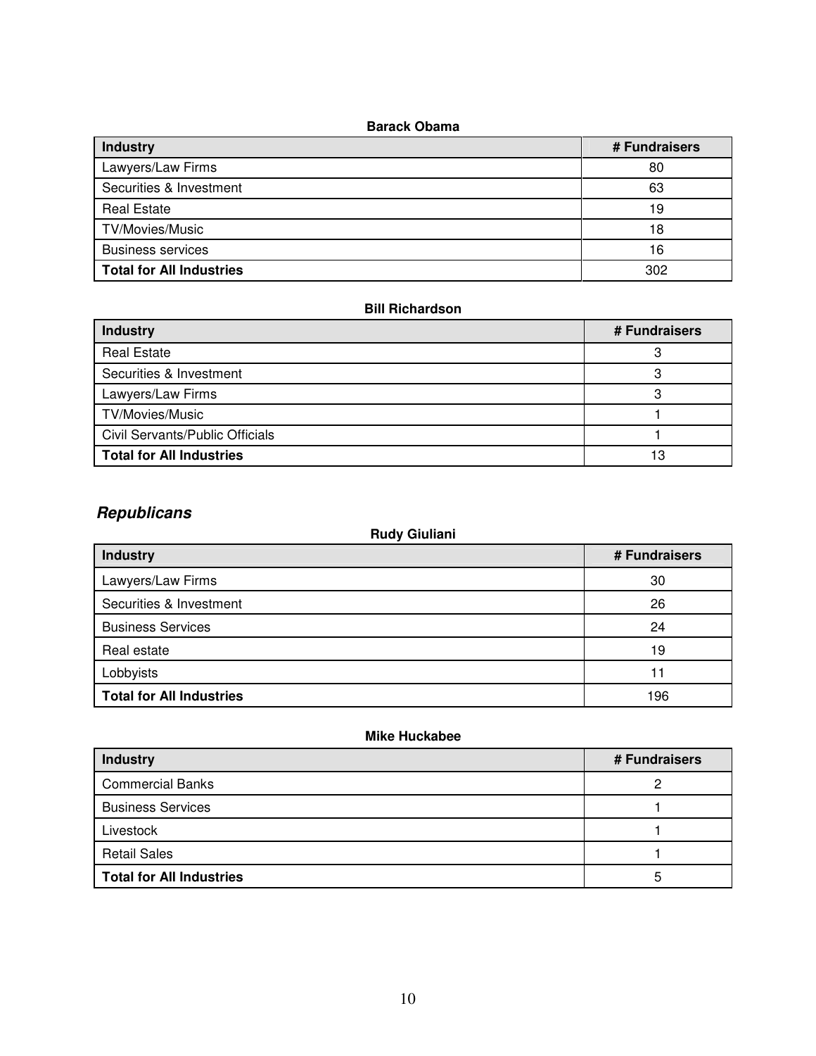**Barack Obama**

| Industry | # Fundraisers |
|---|---|
| Lawyers/Law Firms | 80 |
| Securities & Investment | 63 |
| Real Estate | 19 |
| TV/Movies/Music | 18 |
| Business services | 16 |
| **Total for All Industries** | 302 |

**Bill Richardson**

| Industry | # Fundraisers |
|---|---|
| Real Estate | 3 |
| Securities & Investment | 3 |
| Lawyers/Law Firms | 3 |
| TV/Movies/Music | 1 |
| Civil Servants/Public Officials | 1 |
| **Total for All Industries** | 13 |

## *Republicans*

**Rudy Giuliani**

| Industry | # Fundraisers |
|---|---|
| Lawyers/Law Firms | 30 |
| Securities & Investment | 26 |
| Business Services | 24 |
| Real estate | 19 |
| Lobbyists | 11 |
| **Total for All Industries** | 196 |

**Mike Huckabee**

| Industry | # Fundraisers |
|---|---|
| Commercial Banks | 2 |
| Business Services | 1 |
| Livestock | 1 |
| Retail Sales | 1 |
| **Total for All Industries** | 5 |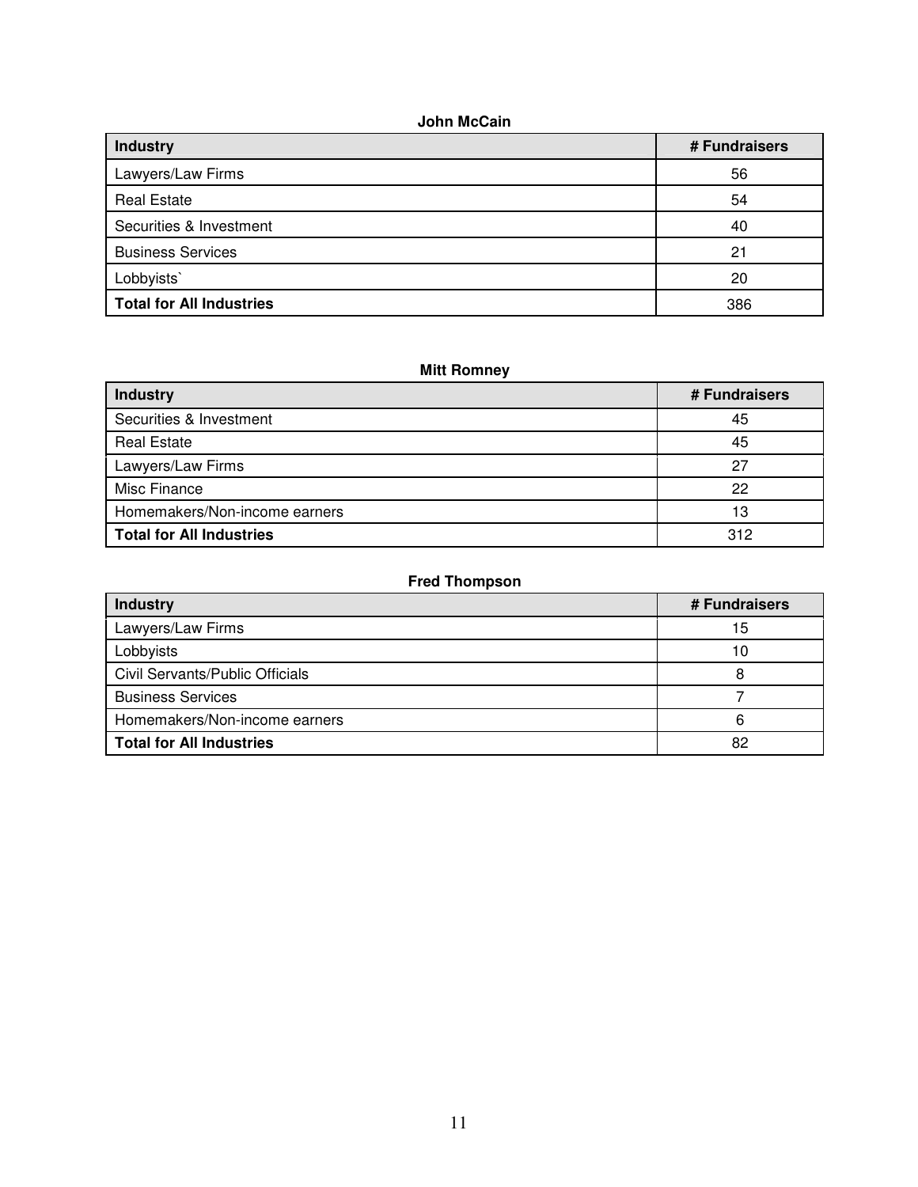**John McCain**

| Industry | # Fundraisers |
|---|---|
| Lawyers/Law Firms | 56 |
| Real Estate | 54 |
| Securities & Investment | 40 |
| Business Services | 21 |
| Lobbyists` | 20 |
| **Total for All Industries** | 386 |

**Mitt Romney**

| Industry | # Fundraisers |
|---|---|
| Securities & Investment | 45 |
| Real Estate | 45 |
| Lawyers/Law Firms | 27 |
| Misc Finance | 22 |
| Homemakers/Non-income earners | 13 |
| **Total for All Industries** | 312 |

**Fred Thompson**

| Industry | # Fundraisers |
|---|---|
| Lawyers/Law Firms | 15 |
| Lobbyists | 10 |
| Civil Servants/Public Officials | 8 |
| Business Services | 7 |
| Homemakers/Non-income earners | 6 |
| **Total for All Industries** | 82 |